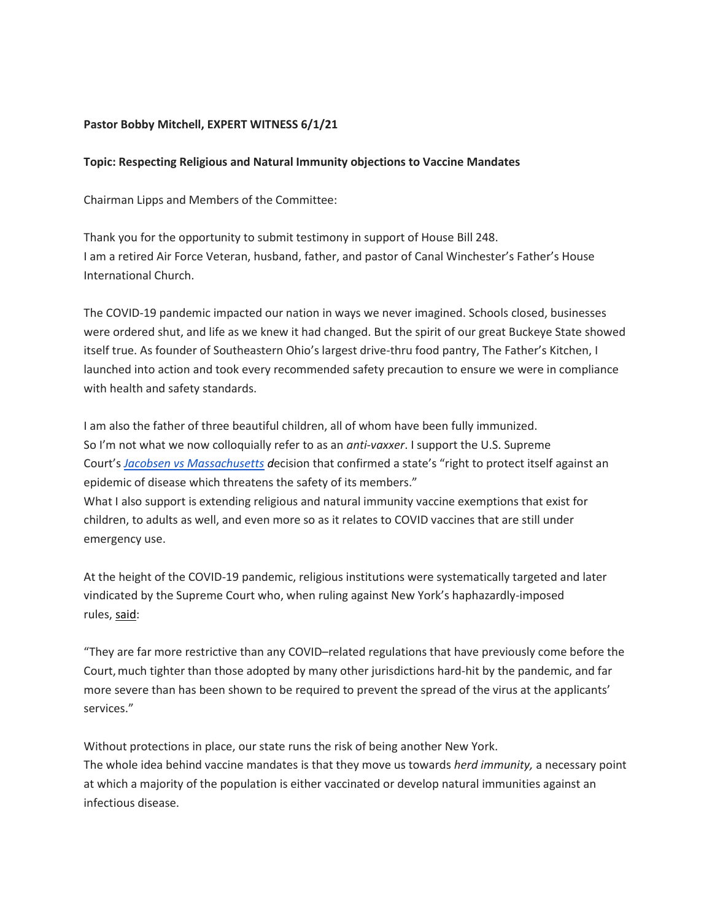**Pastor Bobby Mitchell, EXPERT WITNESS 6/1/21**

**Topic: Respecting Religious and Natural Immunity objections to Vaccine Mandates**

Chairman Lipps and Members of the Committee:

Thank you for the opportunity to submit testimony in support of House Bill 248.
I am a retired Air Force Veteran, husband, father, and pastor of Canal Winchester's Father's House International Church.

The COVID-19 pandemic impacted our nation in ways we never imagined. Schools closed, businesses were ordered shut, and life as we knew it had changed. But the spirit of our great Buckeye State showed itself true. As founder of Southeastern Ohio's largest drive-thru food pantry, The Father's Kitchen, I launched into action and took every recommended safety precaution to ensure we were in compliance with health and safety standards.

I am also the father of three beautiful children, all of whom have been fully immunized.
So I'm not what we now colloquially refer to as an *anti-vaxxer*. I support the U.S. Supreme Court's *Jacobsen vs Massachusetts* ***d***ecision that confirmed a state's "right to protect itself against an epidemic of disease which threatens the safety of its members."
What I also support is extending religious and natural immunity vaccine exemptions that exist for children, to adults as well, and even more so as it relates to COVID vaccines that are still under emergency use.

At the height of the COVID-19 pandemic, religious institutions were systematically targeted and later vindicated by the Supreme Court who, when ruling against New York's haphazardly-imposed rules, said:

"They are far more restrictive than any COVID–related regulations that have previously come before the Court, much tighter than those adopted by many other jurisdictions hard-hit by the pandemic, and far more severe than has been shown to be required to prevent the spread of the virus at the applicants' services."

Without protections in place, our state runs the risk of being another New York.
The whole idea behind vaccine mandates is that they move us towards *herd immunity,* a necessary point at which a majority of the population is either vaccinated or develop natural immunities against an infectious disease.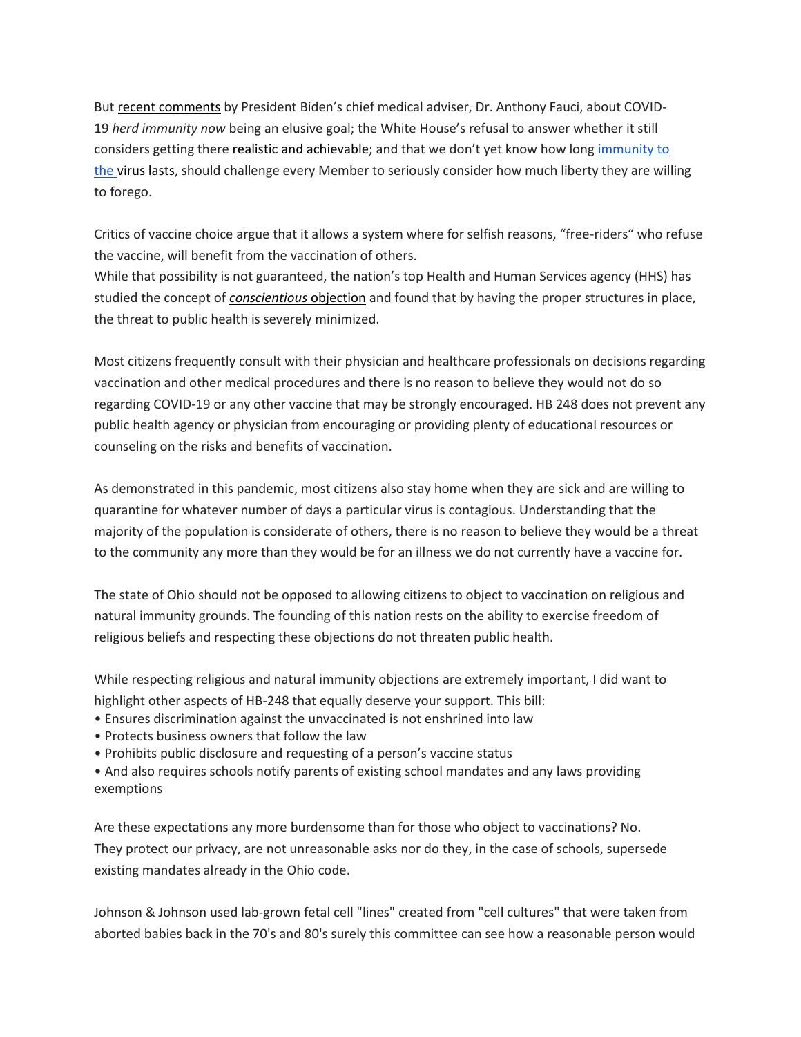But recent comments by President Biden's chief medical adviser, Dr. Anthony Fauci, about COVID-19 *herd immunity now* being an elusive goal; the White House's refusal to answer whether it still considers getting there realistic and achievable; and that we don't yet know how long immunity to the virus lasts, should challenge every Member to seriously consider how much liberty they are willing to forego.

Critics of vaccine choice argue that it allows a system where for selfish reasons, "free-riders" who refuse the vaccine, will benefit from the vaccination of others.
While that possibility is not guaranteed, the nation's top Health and Human Services agency (HHS) has studied the concept of *conscientious* objection and found that by having the proper structures in place, the threat to public health is severely minimized.

Most citizens frequently consult with their physician and healthcare professionals on decisions regarding vaccination and other medical procedures and there is no reason to believe they would not do so regarding COVID-19 or any other vaccine that may be strongly encouraged. HB 248 does not prevent any public health agency or physician from encouraging or providing plenty of educational resources or counseling on the risks and benefits of vaccination.

As demonstrated in this pandemic, most citizens also stay home when they are sick and are willing to quarantine for whatever number of days a particular virus is contagious. Understanding that the majority of the population is considerate of others, there is no reason to believe they would be a threat to the community any more than they would be for an illness we do not currently have a vaccine for.

The state of Ohio should not be opposed to allowing citizens to object to vaccination on religious and natural immunity grounds. The founding of this nation rests on the ability to exercise freedom of religious beliefs and respecting these objections do not threaten public health.

While respecting religious and natural immunity objections are extremely important, I did want to highlight other aspects of HB-248 that equally deserve your support. This bill:

- Ensures discrimination against the unvaccinated is not enshrined into law
- Protects business owners that follow the law
- Prohibits public disclosure and requesting of a person's vaccine status
- And also requires schools notify parents of existing school mandates and any laws providing exemptions

Are these expectations any more burdensome than for those who object to vaccinations? No.
They protect our privacy, are not unreasonable asks nor do they, in the case of schools, supersede existing mandates already in the Ohio code.

Johnson & Johnson used lab-grown fetal cell "lines" created from "cell cultures" that were taken from aborted babies back in the 70's and 80's surely this committee can see how a reasonable person would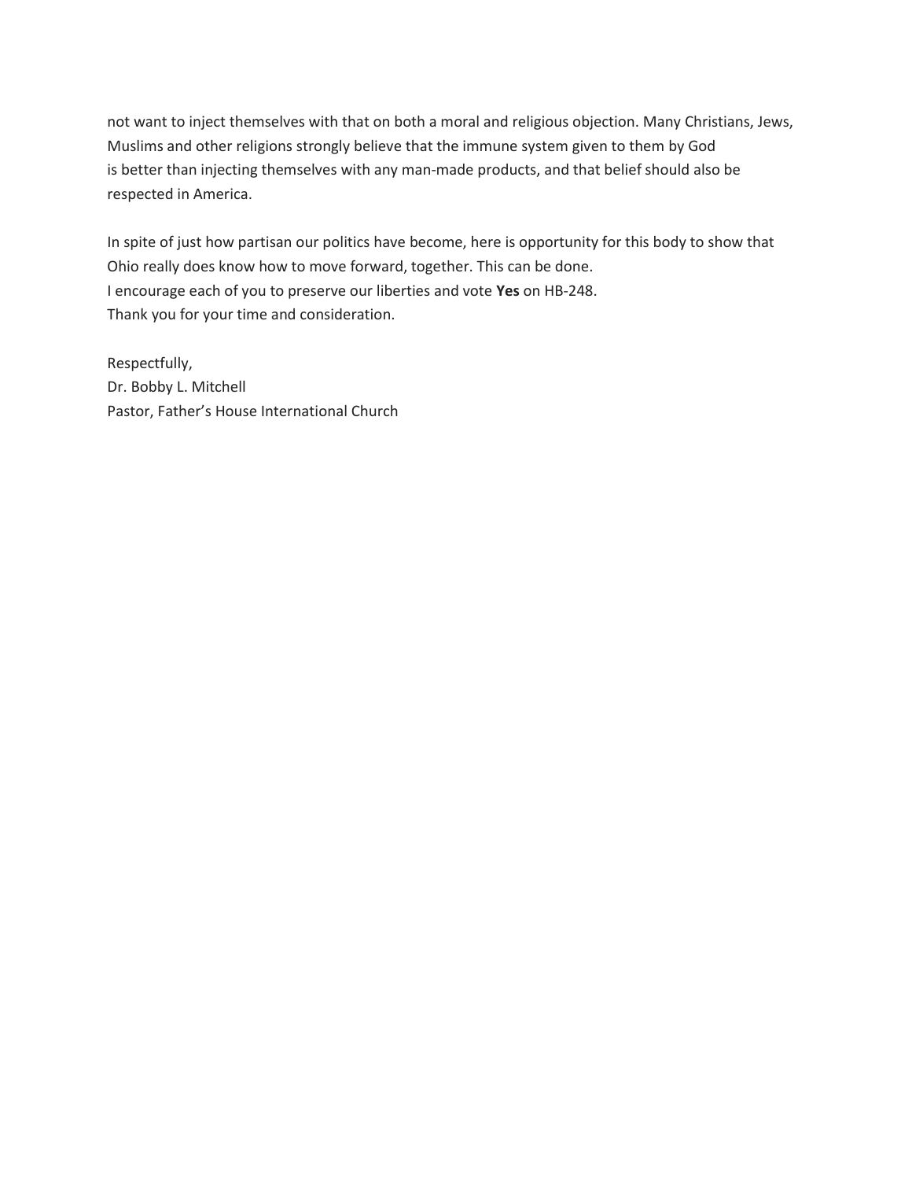not want to inject themselves with that on both a moral and religious objection. Many Christians, Jews, Muslims and other religions strongly believe that the immune system given to them by God is better than injecting themselves with any man-made products, and that belief should also be respected in America.

In spite of just how partisan our politics have become, here is opportunity for this body to show that Ohio really does know how to move forward, together. This can be done.
I encourage each of you to preserve our liberties and vote **Yes** on HB-248.
Thank you for your time and consideration.

Respectfully,
Dr. Bobby L. Mitchell
Pastor, Father's House International Church